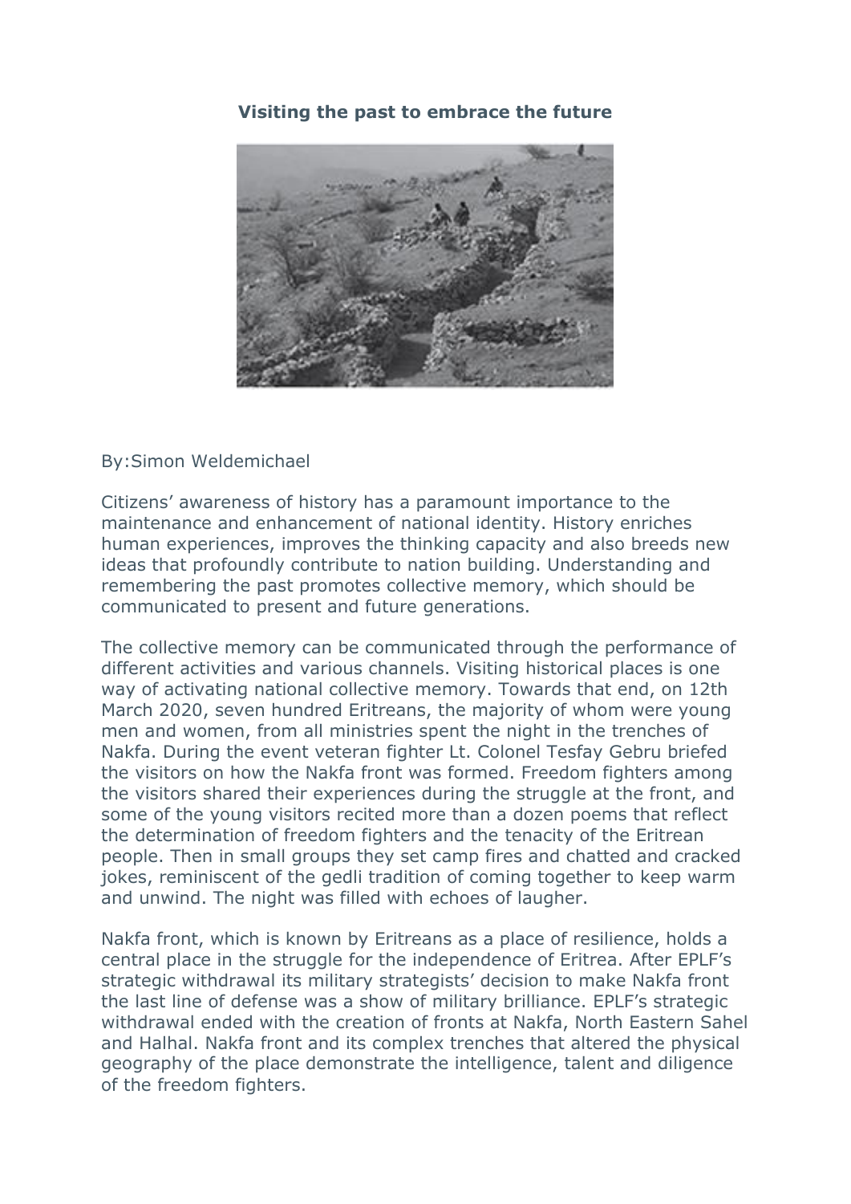**Visiting the past to embrace the future**

By:Simon Weldemichael

Citizens' awareness of history has a paramount importance to the maintenance and enhancement of national identity. History enriches human experiences, improves the thinking capacity and also breeds new ideas that profoundly contribute to nation building. Understanding and remembering the past promotes collective memory, which should be communicated to present and future generations.

The collective memory can be communicated through the performance of different activities and various channels. Visiting historical places is one way of activating national collective memory. Towards that end, on 12th March 2020, seven hundred Eritreans, the majority of whom were young men and women, from all ministries spent the night in the trenches of Nakfa. During the event veteran fighter Lt. Colonel Tesfay Gebru briefed the visitors on how the Nakfa front was formed. Freedom fighters among the visitors shared their experiences during the struggle at the front, and some of the young visitors recited more than a dozen poems that reflect the determination of freedom fighters and the tenacity of the Eritrean people. Then in small groups they set camp fires and chatted and cracked jokes, reminiscent of the gedli tradition of coming together to keep warm and unwind. The night was filled with echoes of laugher.

Nakfa front, which is known by Eritreans as a place of resilience, holds a central place in the struggle for the independence of Eritrea. After EPLF's strategic withdrawal its military strategists' decision to make Nakfa front the last line of defense was a show of military brilliance. EPLF's strategic withdrawal ended with the creation of fronts at Nakfa, North Eastern Sahel and Halhal. Nakfa front and its complex trenches that altered the physical geography of the place demonstrate the intelligence, talent and diligence of the freedom fighters.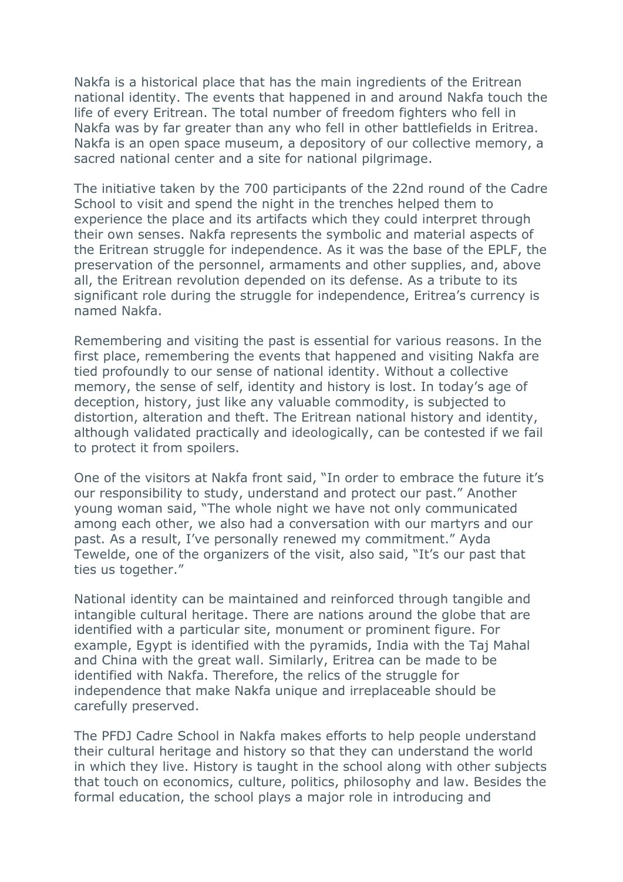Nakfa is a historical place that has the main ingredients of the Eritrean national identity. The events that happened in and around Nakfa touch the life of every Eritrean. The total number of freedom fighters who fell in Nakfa was by far greater than any who fell in other battlefields in Eritrea. Nakfa is an open space museum, a depository of our collective memory, a sacred national center and a site for national pilgrimage.

The initiative taken by the 700 participants of the 22nd round of the Cadre School to visit and spend the night in the trenches helped them to experience the place and its artifacts which they could interpret through their own senses. Nakfa represents the symbolic and material aspects of the Eritrean struggle for independence. As it was the base of the EPLF, the preservation of the personnel, armaments and other supplies, and, above all, the Eritrean revolution depended on its defense. As a tribute to its significant role during the struggle for independence, Eritrea's currency is named Nakfa.

Remembering and visiting the past is essential for various reasons. In the first place, remembering the events that happened and visiting Nakfa are tied profoundly to our sense of national identity. Without a collective memory, the sense of self, identity and history is lost. In today's age of deception, history, just like any valuable commodity, is subjected to distortion, alteration and theft. The Eritrean national history and identity, although validated practically and ideologically, can be contested if we fail to protect it from spoilers.

One of the visitors at Nakfa front said, "In order to embrace the future it's our responsibility to study, understand and protect our past." Another young woman said, "The whole night we have not only communicated among each other, we also had a conversation with our martyrs and our past. As a result, I've personally renewed my commitment." Ayda Tewelde, one of the organizers of the visit, also said, "It's our past that ties us together."

National identity can be maintained and reinforced through tangible and intangible cultural heritage. There are nations around the globe that are identified with a particular site, monument or prominent figure. For example, Egypt is identified with the pyramids, India with the Taj Mahal and China with the great wall. Similarly, Eritrea can be made to be identified with Nakfa. Therefore, the relics of the struggle for independence that make Nakfa unique and irreplaceable should be carefully preserved.

The PFDJ Cadre School in Nakfa makes efforts to help people understand their cultural heritage and history so that they can understand the world in which they live. History is taught in the school along with other subjects that touch on economics, culture, politics, philosophy and law. Besides the formal education, the school plays a major role in introducing and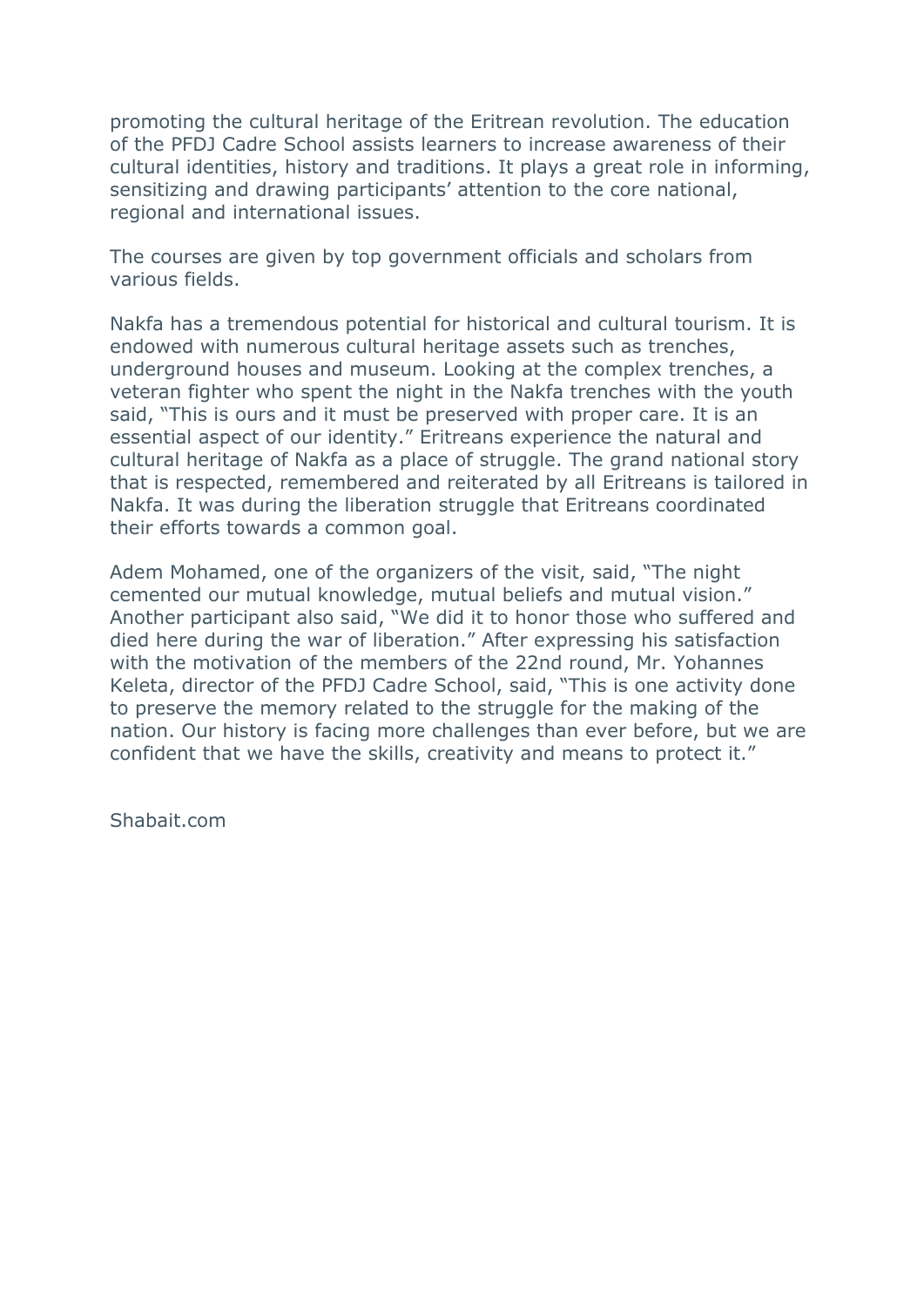promoting the cultural heritage of the Eritrean revolution. The education of the PFDJ Cadre School assists learners to increase awareness of their cultural identities, history and traditions. It plays a great role in informing, sensitizing and drawing participants' attention to the core national, regional and international issues.

The courses are given by top government officials and scholars from various fields.

Nakfa has a tremendous potential for historical and cultural tourism. It is endowed with numerous cultural heritage assets such as trenches, underground houses and museum. Looking at the complex trenches, a veteran fighter who spent the night in the Nakfa trenches with the youth said, "This is ours and it must be preserved with proper care. It is an essential aspect of our identity." Eritreans experience the natural and cultural heritage of Nakfa as a place of struggle. The grand national story that is respected, remembered and reiterated by all Eritreans is tailored in Nakfa. It was during the liberation struggle that Eritreans coordinated their efforts towards a common goal.

Adem Mohamed, one of the organizers of the visit, said, "The night cemented our mutual knowledge, mutual beliefs and mutual vision." Another participant also said, "We did it to honor those who suffered and died here during the war of liberation." After expressing his satisfaction with the motivation of the members of the 22nd round, Mr. Yohannes Keleta, director of the PFDJ Cadre School, said, "This is one activity done to preserve the memory related to the struggle for the making of the nation. Our history is facing more challenges than ever before, but we are confident that we have the skills, creativity and means to protect it."

Shabait.com